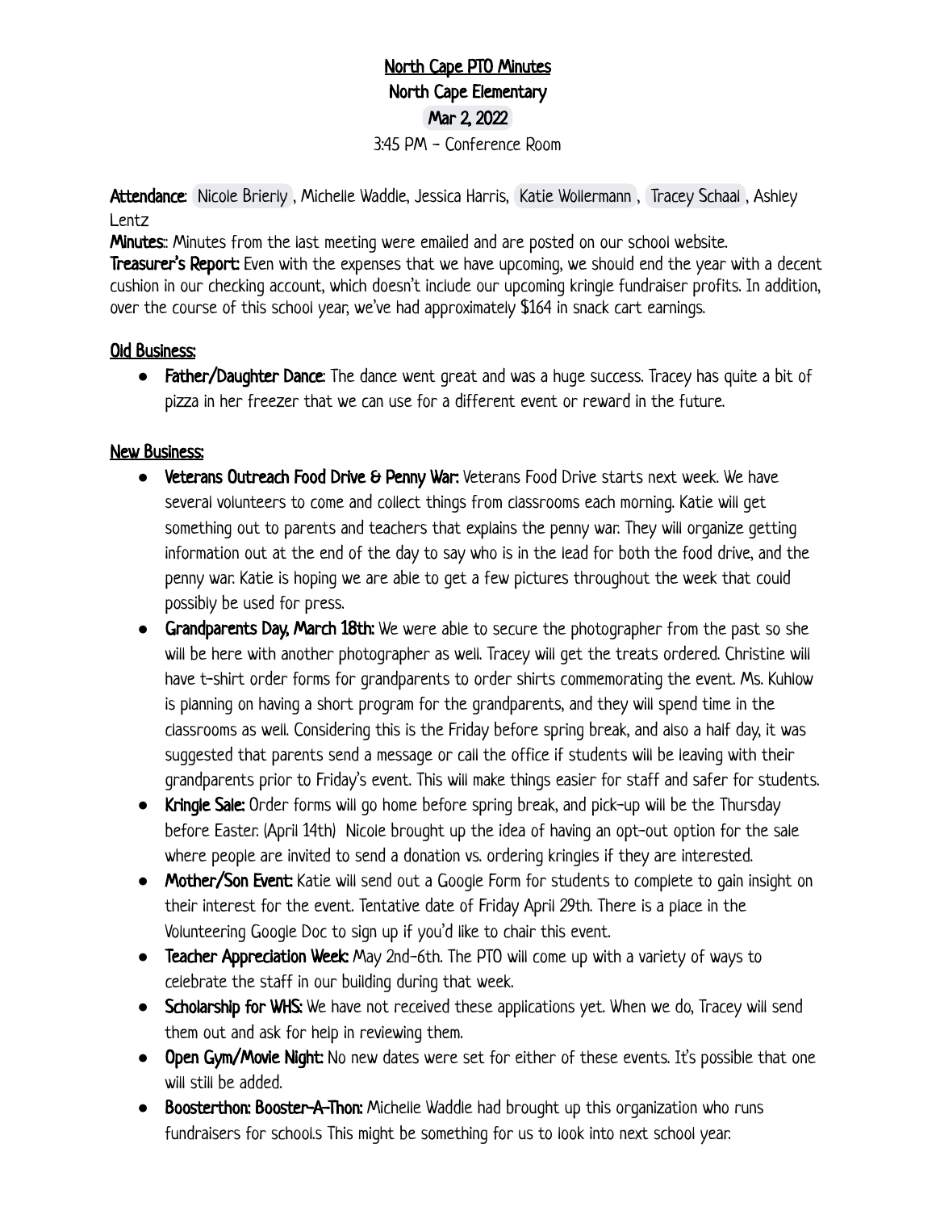# North Cape PTO Minutes

## North Cape Elementary

### Mar 2, 2022

3:45 PM - Conference Room

**Attendance**: Nicole Brierly , Michelle Waddle, Jessica Harris, Katie Wollermann , Tracey Schaal , Ashley Lentz

**Minutes**:: Minutes from the last meeting were emailed and are posted on our school website.

**Treasurer's Report:** Even with the expenses that we have upcoming, we should end the year with a decent cushion in our checking account, which doesn't include our upcoming kringle fundraiser profits. In addition, over the course of this school year, we've had approximately $164 in snack cart earnings.

**Old Business:**

- **Father/Daughter Dance**: The dance went great and was a huge success. Tracey has quite a bit of pizza in her freezer that we can use for a different event or reward in the future.

**New Business:**

- **Veterans Outreach Food Drive & Penny War:** Veterans Food Drive starts next week. We have several volunteers to come and collect things from classrooms each morning. Katie will get something out to parents and teachers that explains the penny war. They will organize getting information out at the end of the day to say who is in the lead for both the food drive, and the penny war. Katie is hoping we are able to get a few pictures throughout the week that could possibly be used for press.
- **Grandparents Day, March 18th:** We were able to secure the photographer from the past so she will be here with another photographer as well. Tracey will get the treats ordered. Christine will have t-shirt order forms for grandparents to order shirts commemorating the event. Ms. Kuhlow is planning on having a short program for the grandparents, and they will spend time in the classrooms as well. Considering this is the Friday before spring break, and also a half day, it was suggested that parents send a message or call the office if students will be leaving with their grandparents prior to Friday's event. This will make things easier for staff and safer for students.
- **Kringle Sale:** Order forms will go home before spring break, and pick-up will be the Thursday before Easter. (April 14th) Nicole brought up the idea of having an opt-out option for the sale where people are invited to send a donation vs. ordering kringles if they are interested.
- **Mother/Son Event:** Katie will send out a Google Form for students to complete to gain insight on their interest for the event. Tentative date of Friday April 29th. There is a place in the Volunteering Google Doc to sign up if you'd like to chair this event.
- **Teacher Appreciation Week:** May 2nd-6th. The PTO will come up with a variety of ways to celebrate the staff in our building during that week.
- **Scholarship for WHS:** We have not received these applications yet. When we do, Tracey will send them out and ask for help in reviewing them.
- **Open Gym/Movie Night:** No new dates were set for either of these events. It's possible that one will still be added.
- **Boosterthon: Booster-A-Thon:** Michelle Waddle had brought up this organization who runs fundraisers for school.s This might be something for us to look into next school year.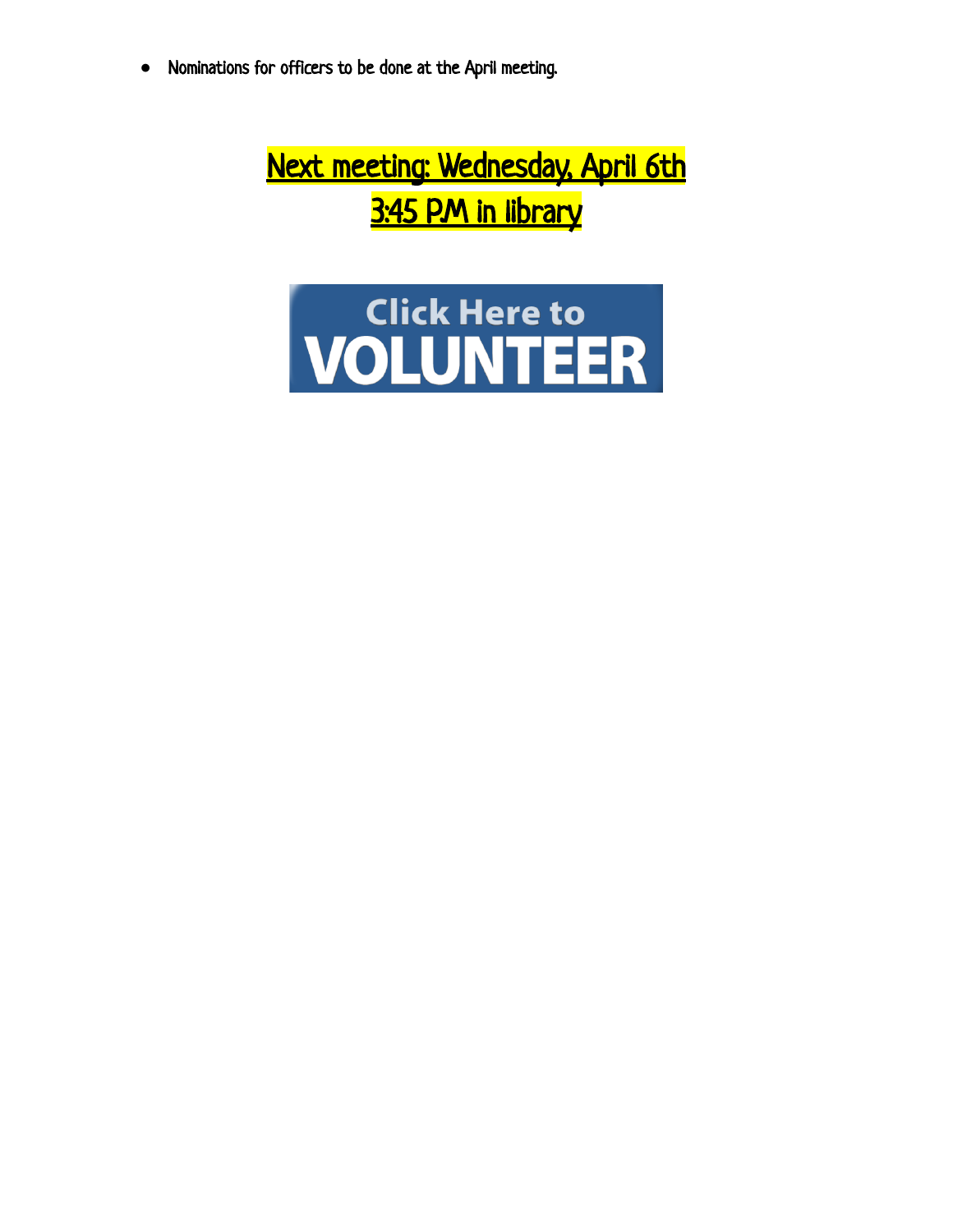- Nominations for officers to be done at the April meeting.

**Next meeting: Wednesday, April 6th**

**3:45 P.M in library**

Click Here to VOLUNTEER